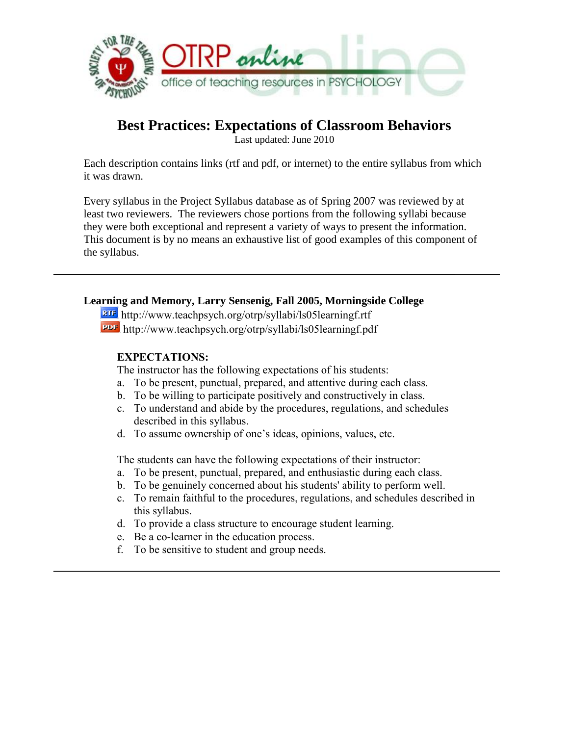# Best Practices: Expectations of Classroom Behaviors

Last updated: June 2010

Each description contains links (rtf and pdf, or internet) to the entire syllabus from which it was drawn.

Every syllabus in the Project Syllabus database as of Spring 2007 was reviewed by at least two reviewers. The reviewers chose portions from the following syllabi because they were both exceptional and represent a variety of ways to present the information. This document is by no means an exhaustive list of good examples of this component of the syllabus.

---

**Learning and Memory, Larry Sensenig, Fall 2005, Morningside College**

RTF http://www.teachpsych.org/otrp/syllabi/ls05learningf.rtf

PDF http://www.teachpsych.org/otrp/syllabi/ls05learningf.pdf

**EXPECTATIONS:**

The instructor has the following expectations of his students:

a. To be present, punctual, prepared, and attentive during each class.
b. To be willing to participate positively and constructively in class.
c. To understand and abide by the procedures, regulations, and schedules described in this syllabus.
d. To assume ownership of one's ideas, opinions, values, etc.

The students can have the following expectations of their instructor:

a. To be present, punctual, prepared, and enthusiastic during each class.
b. To be genuinely concerned about his students' ability to perform well.
c. To remain faithful to the procedures, regulations, and schedules described in this syllabus.
d. To provide a class structure to encourage student learning.
e. Be a co-learner in the education process.
f. To be sensitive to student and group needs.

---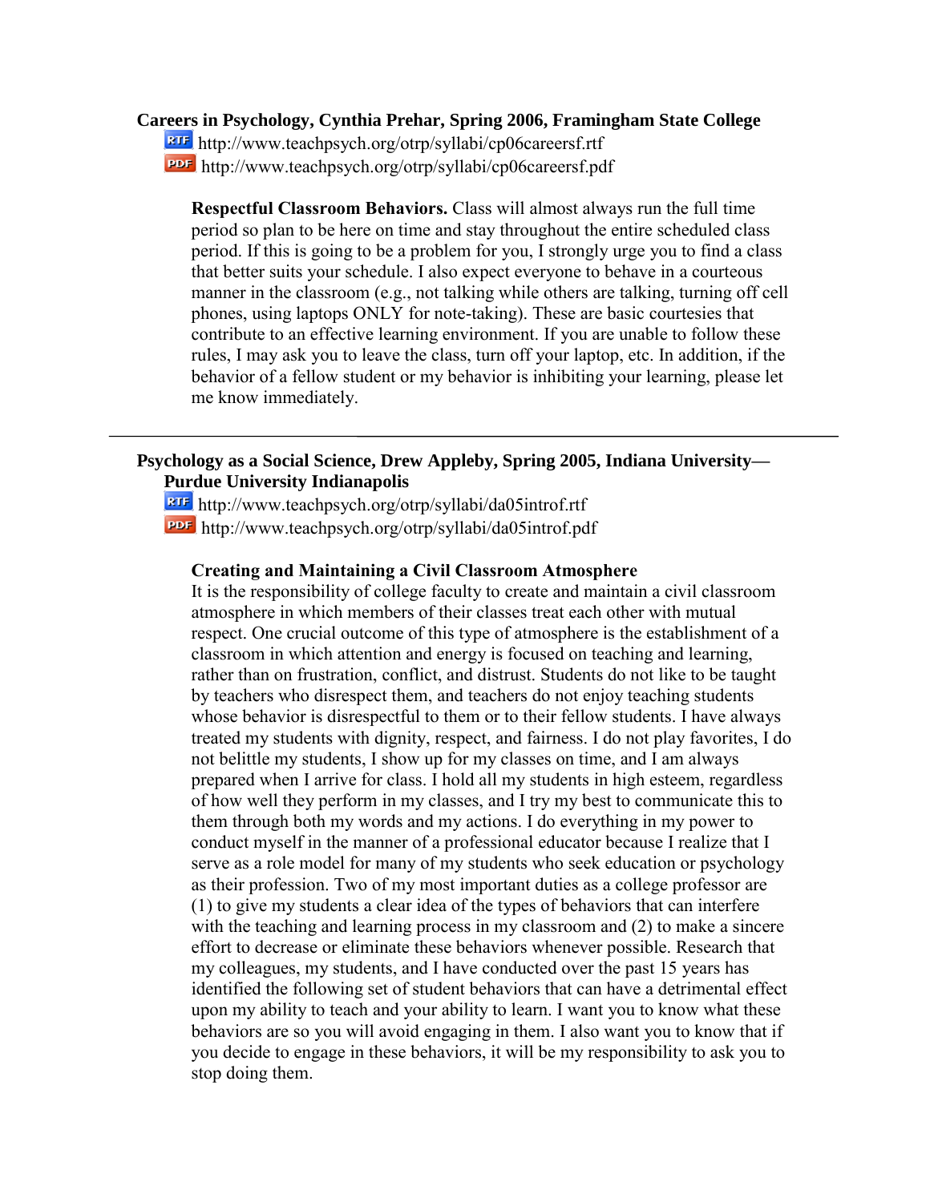**Careers in Psychology, Cynthia Prehar, Spring 2006, Framingham State College**

RTF http://www.teachpsych.org/otrp/syllabi/cp06careersf.rtf

PDF http://www.teachpsych.org/otrp/syllabi/cp06careersf.pdf

> **Respectful Classroom Behaviors.** Class will almost always run the full time period so plan to be here on time and stay throughout the entire scheduled class period. If this is going to be a problem for you, I strongly urge you to find a class that better suits your schedule. I also expect everyone to behave in a courteous manner in the classroom (e.g., not talking while others are talking, turning off cell phones, using laptops ONLY for note-taking). These are basic courtesies that contribute to an effective learning environment. If you are unable to follow these rules, I may ask you to leave the class, turn off your laptop, etc. In addition, if the behavior of a fellow student or my behavior is inhibiting your learning, please let me know immediately.

---

**Psychology as a Social Science, Drew Appleby, Spring 2005, Indiana University—Purdue University Indianapolis**

RTF http://www.teachpsych.org/otrp/syllabi/da05introf.rtf

PDF http://www.teachpsych.org/otrp/syllabi/da05introf.pdf

> **Creating and Maintaining a Civil Classroom Atmosphere**
>
> It is the responsibility of college faculty to create and maintain a civil classroom atmosphere in which members of their classes treat each other with mutual respect. One crucial outcome of this type of atmosphere is the establishment of a classroom in which attention and energy is focused on teaching and learning, rather than on frustration, conflict, and distrust. Students do not like to be taught by teachers who disrespect them, and teachers do not enjoy teaching students whose behavior is disrespectful to them or to their fellow students. I have always treated my students with dignity, respect, and fairness. I do not play favorites, I do not belittle my students, I show up for my classes on time, and I am always prepared when I arrive for class. I hold all my students in high esteem, regardless of how well they perform in my classes, and I try my best to communicate this to them through both my words and my actions. I do everything in my power to conduct myself in the manner of a professional educator because I realize that I serve as a role model for many of my students who seek education or psychology as their profession. Two of my most important duties as a college professor are (1) to give my students a clear idea of the types of behaviors that can interfere with the teaching and learning process in my classroom and (2) to make a sincere effort to decrease or eliminate these behaviors whenever possible. Research that my colleagues, my students, and I have conducted over the past 15 years has identified the following set of student behaviors that can have a detrimental effect upon my ability to teach and your ability to learn. I want you to know what these behaviors are so you will avoid engaging in them. I also want you to know that if you decide to engage in these behaviors, it will be my responsibility to ask you to stop doing them.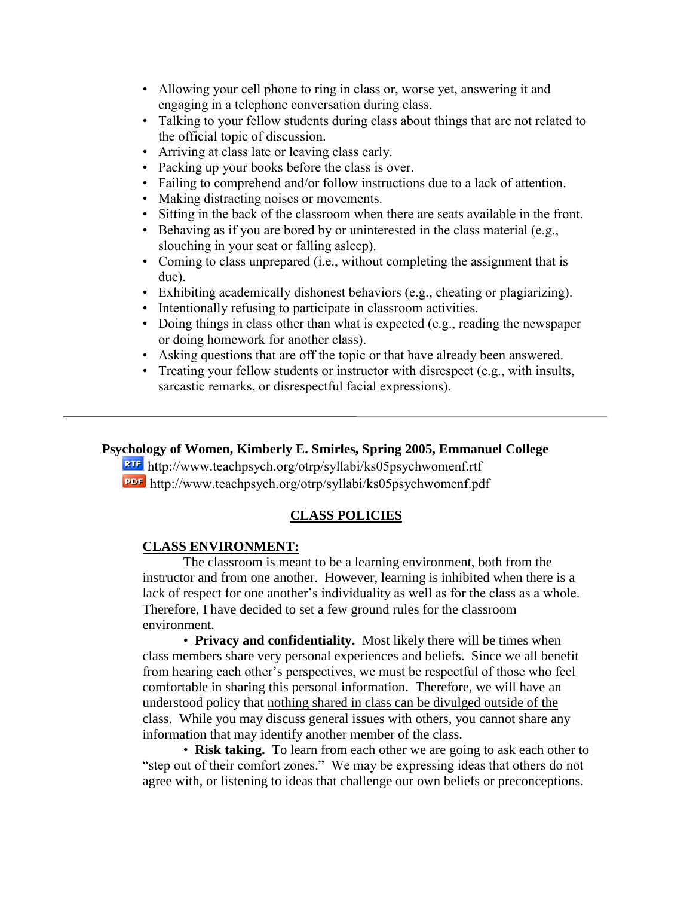- Allowing your cell phone to ring in class or, worse yet, answering it and engaging in a telephone conversation during class.
- Talking to your fellow students during class about things that are not related to the official topic of discussion.
- Arriving at class late or leaving class early.
- Packing up your books before the class is over.
- Failing to comprehend and/or follow instructions due to a lack of attention.
- Making distracting noises or movements.
- Sitting in the back of the classroom when there are seats available in the front.
- Behaving as if you are bored by or uninterested in the class material (e.g., slouching in your seat or falling asleep).
- Coming to class unprepared (i.e., without completing the assignment that is due).
- Exhibiting academically dishonest behaviors (e.g., cheating or plagiarizing).
- Intentionally refusing to participate in classroom activities.
- Doing things in class other than what is expected (e.g., reading the newspaper or doing homework for another class).
- Asking questions that are off the topic or that have already been answered.
- Treating your fellow students or instructor with disrespect (e.g., with insults, sarcastic remarks, or disrespectful facial expressions).

---

**Psychology of Women, Kimberly E. Smirles, Spring 2005, Emmanuel College**

RTF http://www.teachpsych.org/otrp/syllabi/ks05psychwomenf.rtf

PDF http://www.teachpsych.org/otrp/syllabi/ks05psychwomenf.pdf

## CLASS POLICIES

### CLASS ENVIRONMENT:

The classroom is meant to be a learning environment, both from the instructor and from one another. However, learning is inhibited when there is a lack of respect for one another's individuality as well as for the class as a whole. Therefore, I have decided to set a few ground rules for the classroom environment.

• **Privacy and confidentiality.** Most likely there will be times when class members share very personal experiences and beliefs. Since we all benefit from hearing each other's perspectives, we must be respectful of those who feel comfortable in sharing this personal information. Therefore, we will have an understood policy that nothing shared in class can be divulged outside of the class. While you may discuss general issues with others, you cannot share any information that may identify another member of the class.

• **Risk taking.** To learn from each other we are going to ask each other to "step out of their comfort zones." We may be expressing ideas that others do not agree with, or listening to ideas that challenge our own beliefs or preconceptions.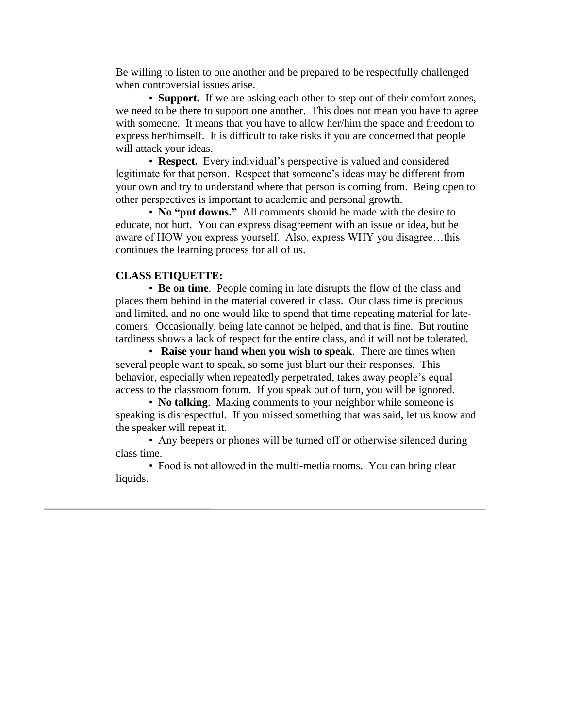Be willing to listen to one another and be prepared to be respectfully challenged when controversial issues arise.

- **Support.** If we are asking each other to step out of their comfort zones, we need to be there to support one another. This does not mean you have to agree with someone. It means that you have to allow her/him the space and freedom to express her/himself. It is difficult to take risks if you are concerned that people will attack your ideas.
- **Respect.** Every individual's perspective is valued and considered legitimate for that person. Respect that someone's ideas may be different from your own and try to understand where that person is coming from. Being open to other perspectives is important to academic and personal growth.
- **No "put downs."** All comments should be made with the desire to educate, not hurt. You can express disagreement with an issue or idea, but be aware of HOW you express yourself. Also, express WHY you disagree…this continues the learning process for all of us.

**<u>CLASS ETIQUETTE:</u>**

- **Be on time**. People coming in late disrupts the flow of the class and places them behind in the material covered in class. Our class time is precious and limited, and no one would like to spend that time repeating material for late-comers. Occasionally, being late cannot be helped, and that is fine. But routine tardiness shows a lack of respect for the entire class, and it will not be tolerated.
- **Raise your hand when you wish to speak**. There are times when several people want to speak, so some just blurt our their responses. This behavior, especially when repeatedly perpetrated, takes away people's equal access to the classroom forum. If you speak out of turn, you will be ignored.
- **No talking**. Making comments to your neighbor while someone is speaking is disrespectful. If you missed something that was said, let us know and the speaker will repeat it.
- Any beepers or phones will be turned off or otherwise silenced during class time.
- Food is not allowed in the multi-media rooms. You can bring clear liquids.

---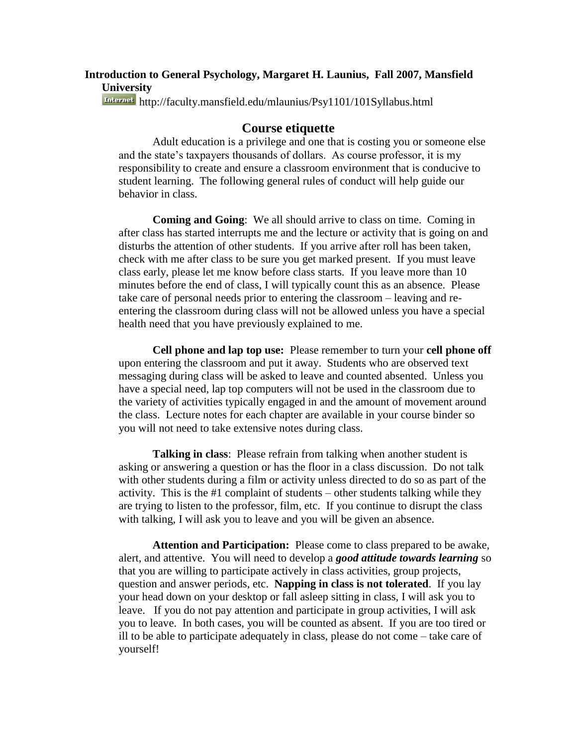**Introduction to General Psychology, Margaret H. Launius, Fall 2007, Mansfield University**

Internet http://faculty.mansfield.edu/mlaunius/Psy1101/101Syllabus.html

## Course etiquette

Adult education is a privilege and one that is costing you or someone else and the state's taxpayers thousands of dollars. As course professor, it is my responsibility to create and ensure a classroom environment that is conducive to student learning. The following general rules of conduct will help guide our behavior in class.

**Coming and Going**: We all should arrive to class on time. Coming in after class has started interrupts me and the lecture or activity that is going on and disturbs the attention of other students. If you arrive after roll has been taken, check with me after class to be sure you get marked present. If you must leave class early, please let me know before class starts. If you leave more than 10 minutes before the end of class, I will typically count this as an absence. Please take care of personal needs prior to entering the classroom – leaving and re-entering the classroom during class will not be allowed unless you have a special health need that you have previously explained to me.

**Cell phone and lap top use:** Please remember to turn your **cell phone off** upon entering the classroom and put it away. Students who are observed text messaging during class will be asked to leave and counted absented. Unless you have a special need, lap top computers will not be used in the classroom due to the variety of activities typically engaged in and the amount of movement around the class. Lecture notes for each chapter are available in your course binder so you will not need to take extensive notes during class.

**Talking in class**: Please refrain from talking when another student is asking or answering a question or has the floor in a class discussion. Do not talk with other students during a film or activity unless directed to do so as part of the activity. This is the #1 complaint of students – other students talking while they are trying to listen to the professor, film, etc. If you continue to disrupt the class with talking, I will ask you to leave and you will be given an absence.

**Attention and Participation:** Please come to class prepared to be awake, alert, and attentive. You will need to develop a ***good attitude towards learning*** so that you are willing to participate actively in class activities, group projects, question and answer periods, etc. **Napping in class is not tolerated**. If you lay your head down on your desktop or fall asleep sitting in class, I will ask you to leave. If you do not pay attention and participate in group activities, I will ask you to leave. In both cases, you will be counted as absent. If you are too tired or ill to be able to participate adequately in class, please do not come – take care of yourself!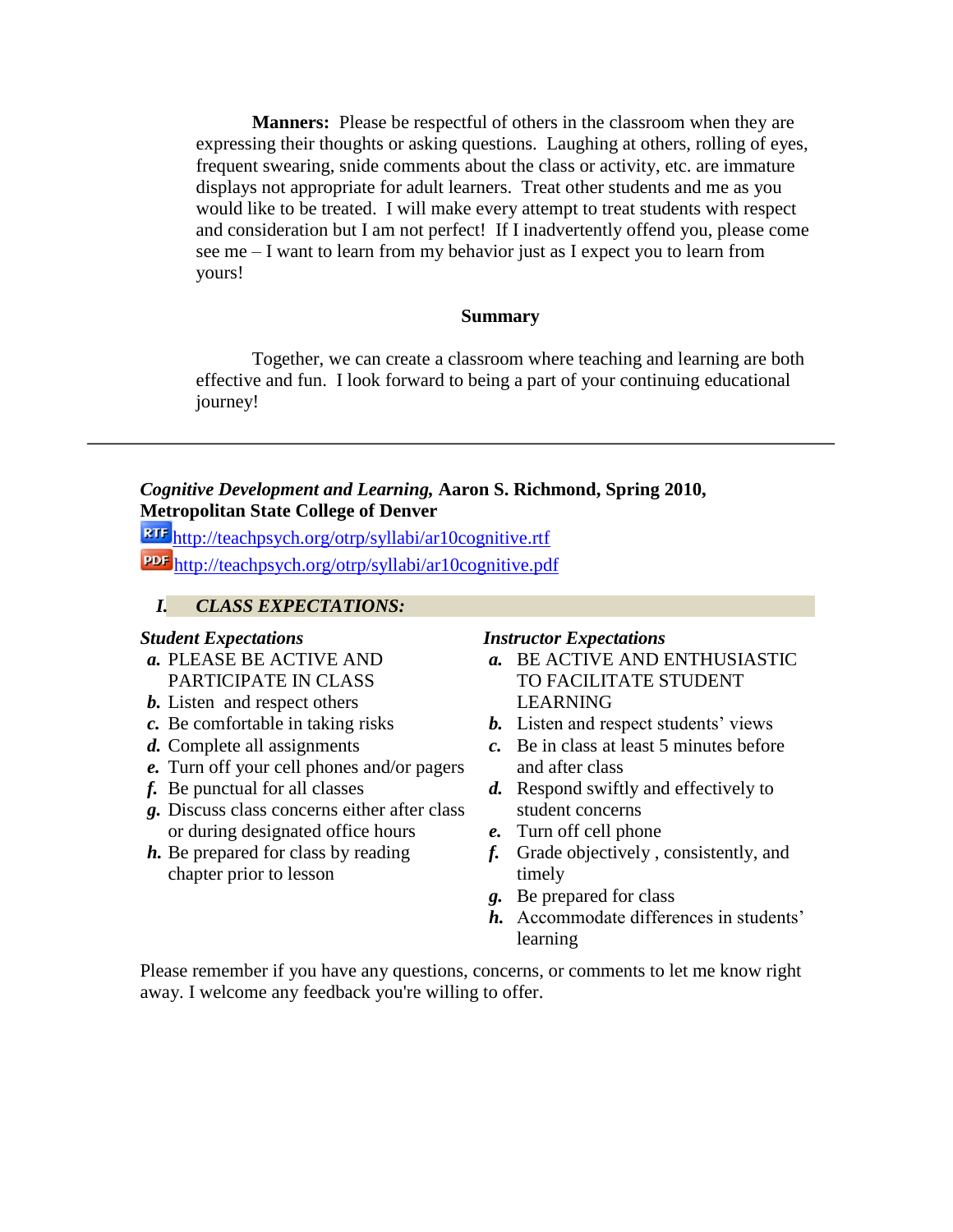**Manners:** Please be respectful of others in the classroom when they are expressing their thoughts or asking questions. Laughing at others, rolling of eyes, frequent swearing, snide comments about the class or activity, etc. are immature displays not appropriate for adult learners. Treat other students and me as you would like to be treated. I will make every attempt to treat students with respect and consideration but I am not perfect! If I inadvertently offend you, please come see me – I want to learn from my behavior just as I expect you to learn from yours!

**Summary**

Together, we can create a classroom where teaching and learning are both effective and fun. I look forward to being a part of your continuing educational journey!

---

***Cognitive Development and Learning,* Aaron S. Richmond, Spring 2010, Metropolitan State College of Denver**

RTF http://teachpsych.org/otrp/syllabi/ar10cognitive.rtf

PDF http://teachpsych.org/otrp/syllabi/ar10cognitive.pdf

## *I. CLASS EXPECTATIONS:*

***Student Expectations***

***a.*** PLEASE BE ACTIVE AND PARTICIPATE IN CLASS
***b.*** Listen and respect others
***c.*** Be comfortable in taking risks
***d.*** Complete all assignments
***e.*** Turn off your cell phones and/or pagers
***f.*** Be punctual for all classes
***g.*** Discuss class concerns either after class or during designated office hours
***h.*** Be prepared for class by reading chapter prior to lesson

***Instructor Expectations***

***a.*** BE ACTIVE AND ENTHUSIASTIC TO FACILITATE STUDENT LEARNING
***b.*** Listen and respect students' views
***c.*** Be in class at least 5 minutes before and after class
***d.*** Respond swiftly and effectively to student concerns
***e.*** Turn off cell phone
***f.*** Grade objectively , consistently, and timely
***g.*** Be prepared for class
***h.*** Accommodate differences in students' learning

Please remember if you have any questions, concerns, or comments to let me know right away. I welcome any feedback you're willing to offer.